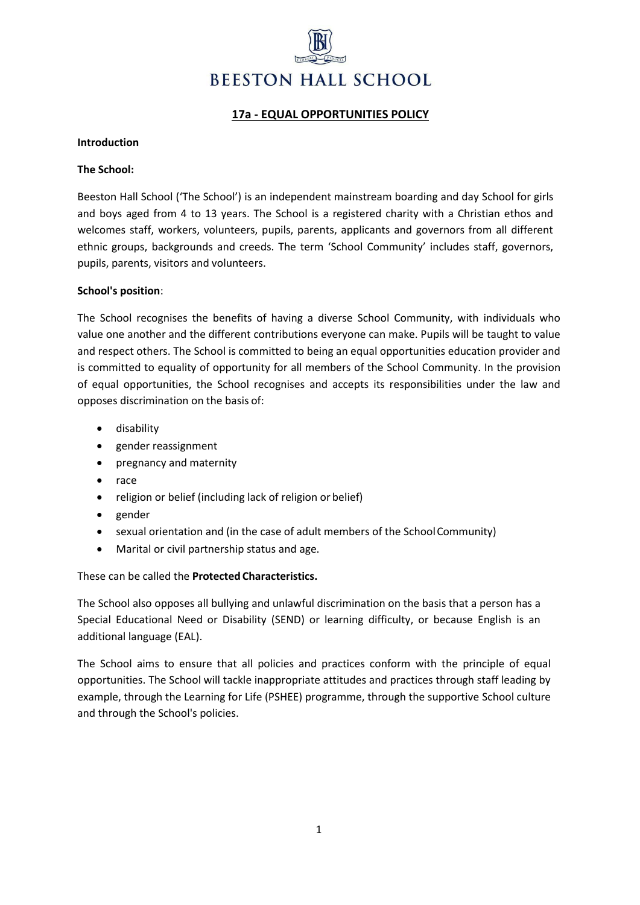# BEESTON HALL SCHOOL

## 17a - EQUAL OPPORTUNITIES POLICY

**Introduction**

**The School:**

Beeston Hall School ('The School') is an independent mainstream boarding and day School for girls and boys aged from 4 to 13 years. The School is a registered charity with a Christian ethos and welcomes staff, workers, volunteers, pupils, parents, applicants and governors from all different ethnic groups, backgrounds and creeds. The term 'School Community' includes staff, governors, pupils, parents, visitors and volunteers.

**School's position**:

The School recognises the benefits of having a diverse School Community, with individuals who value one another and the different contributions everyone can make. Pupils will be taught to value and respect others. The School is committed to being an equal opportunities education provider and is committed to equality of opportunity for all members of the School Community. In the provision of equal opportunities, the School recognises and accepts its responsibilities under the law and opposes discrimination on the basis of:

- disability
- gender reassignment
- pregnancy and maternity
- race
- religion or belief (including lack of religion or belief)
- gender
- sexual orientation and (in the case of adult members of the School Community)
- Marital or civil partnership status and age.

These can be called the **Protected Characteristics.**

The School also opposes all bullying and unlawful discrimination on the basis that a person has a Special Educational Need or Disability (SEND) or learning difficulty, or because English is an additional language (EAL).

The School aims to ensure that all policies and practices conform with the principle of equal opportunities. The School will tackle inappropriate attitudes and practices through staff leading by example, through the Learning for Life (PSHEE) programme, through the supportive School culture and through the School's policies.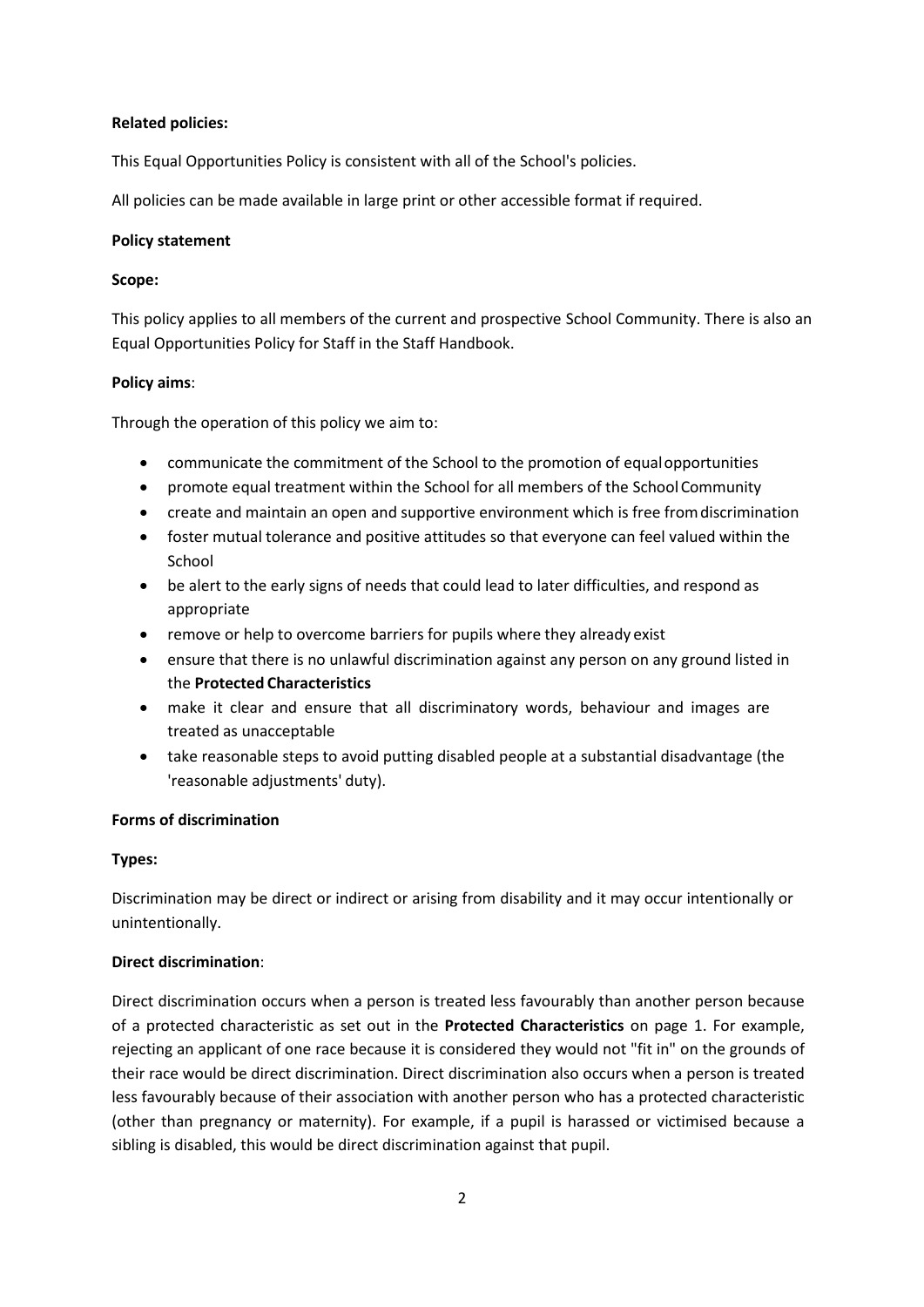**Related policies:**

This Equal Opportunities Policy is consistent with all of the School's policies.

All policies can be made available in large print or other accessible format if required.

**Policy statement**

**Scope:**

This policy applies to all members of the current and prospective School Community. There is also an Equal Opportunities Policy for Staff in the Staff Handbook.

**Policy aims**:

Through the operation of this policy we aim to:

- communicate the commitment of the School to the promotion of equal opportunities
- promote equal treatment within the School for all members of the School Community
- create and maintain an open and supportive environment which is free from discrimination
- foster mutual tolerance and positive attitudes so that everyone can feel valued within the School
- be alert to the early signs of needs that could lead to later difficulties, and respond as appropriate
- remove or help to overcome barriers for pupils where they already exist
- ensure that there is no unlawful discrimination against any person on any ground listed in the **Protected Characteristics**
- make it clear and ensure that all discriminatory words, behaviour and images are treated as unacceptable
- take reasonable steps to avoid putting disabled people at a substantial disadvantage (the 'reasonable adjustments' duty).

**Forms of discrimination**

**Types:**

Discrimination may be direct or indirect or arising from disability and it may occur intentionally or unintentionally.

**Direct discrimination**:

Direct discrimination occurs when a person is treated less favourably than another person because of a protected characteristic as set out in the **Protected Characteristics** on page 1. For example, rejecting an applicant of one race because it is considered they would not "fit in" on the grounds of their race would be direct discrimination. Direct discrimination also occurs when a person is treated less favourably because of their association with another person who has a protected characteristic (other than pregnancy or maternity). For example, if a pupil is harassed or victimised because a sibling is disabled, this would be direct discrimination against that pupil.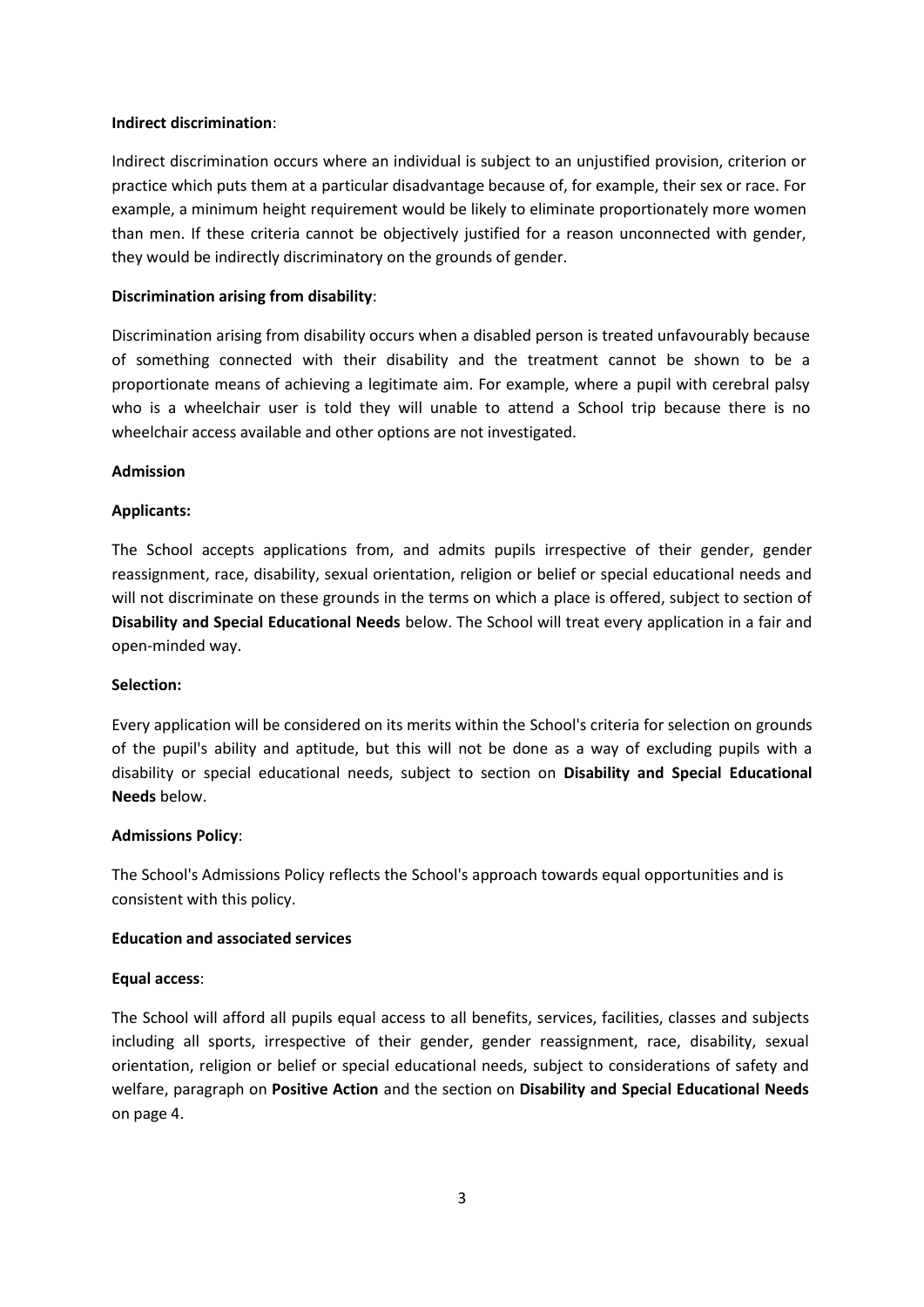**Indirect discrimination**:

Indirect discrimination occurs where an individual is subject to an unjustified provision, criterion or practice which puts them at a particular disadvantage because of, for example, their sex or race. For example, a minimum height requirement would be likely to eliminate proportionately more women than men. If these criteria cannot be objectively justified for a reason unconnected with gender, they would be indirectly discriminatory on the grounds of gender.

**Discrimination arising from disability**:

Discrimination arising from disability occurs when a disabled person is treated unfavourably because of something connected with their disability and the treatment cannot be shown to be a proportionate means of achieving a legitimate aim. For example, where a pupil with cerebral palsy who is a wheelchair user is told they will unable to attend a School trip because there is no wheelchair access available and other options are not investigated.

**Admission**

**Applicants:**

The School accepts applications from, and admits pupils irrespective of their gender, gender reassignment, race, disability, sexual orientation, religion or belief or special educational needs and will not discriminate on these grounds in the terms on which a place is offered, subject to section of **Disability and Special Educational Needs** below. The School will treat every application in a fair and open-minded way.

**Selection:**

Every application will be considered on its merits within the School's criteria for selection on grounds of the pupil's ability and aptitude, but this will not be done as a way of excluding pupils with a disability or special educational needs, subject to section on **Disability and Special Educational Needs** below.

**Admissions Policy**:

The School's Admissions Policy reflects the School's approach towards equal opportunities and is consistent with this policy.

**Education and associated services**

**Equal access**:

The School will afford all pupils equal access to all benefits, services, facilities, classes and subjects including all sports, irrespective of their gender, gender reassignment, race, disability, sexual orientation, religion or belief or special educational needs, subject to considerations of safety and welfare, paragraph on **Positive Action** and the section on **Disability and Special Educational Needs** on page 4.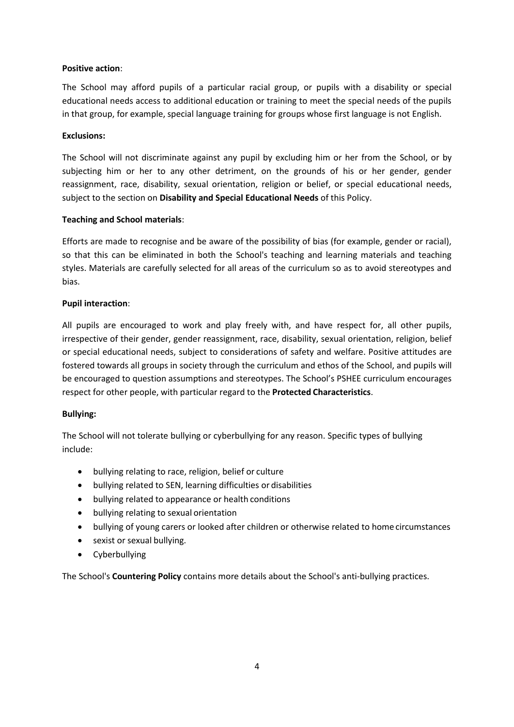**Positive action**:

The School may afford pupils of a particular racial group, or pupils with a disability or special educational needs access to additional education or training to meet the special needs of the pupils in that group, for example, special language training for groups whose first language is not English.

**Exclusions:**

The School will not discriminate against any pupil by excluding him or her from the School, or by subjecting him or her to any other detriment, on the grounds of his or her gender, gender reassignment, race, disability, sexual orientation, religion or belief, or special educational needs, subject to the section on **Disability and Special Educational Needs** of this Policy.

**Teaching and School materials**:

Efforts are made to recognise and be aware of the possibility of bias (for example, gender or racial), so that this can be eliminated in both the School's teaching and learning materials and teaching styles. Materials are carefully selected for all areas of the curriculum so as to avoid stereotypes and bias.

**Pupil interaction**:

All pupils are encouraged to work and play freely with, and have respect for, all other pupils, irrespective of their gender, gender reassignment, race, disability, sexual orientation, religion, belief or special educational needs, subject to considerations of safety and welfare. Positive attitudes are fostered towards all groups in society through the curriculum and ethos of the School, and pupils will be encouraged to question assumptions and stereotypes. The School's PSHEE curriculum encourages respect for other people, with particular regard to the **Protected Characteristics**.

**Bullying:**

The School will not tolerate bullying or cyberbullying for any reason. Specific types of bullying include:

- bullying relating to race, religion, belief or culture
- bullying related to SEN, learning difficulties or disabilities
- bullying related to appearance or health conditions
- bullying relating to sexual orientation
- bullying of young carers or looked after children or otherwise related to home circumstances
- sexist or sexual bullying.
- Cyberbullying

The School's **Countering Policy** contains more details about the School's anti-bullying practices.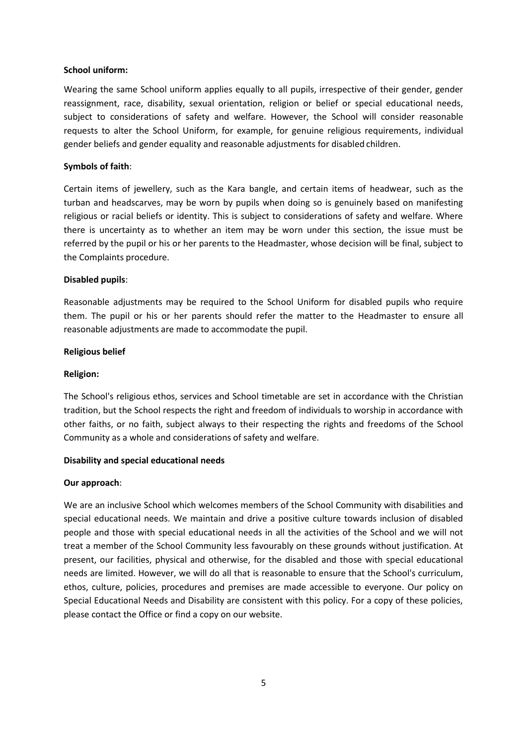**School uniform:**

Wearing the same School uniform applies equally to all pupils, irrespective of their gender, gender reassignment, race, disability, sexual orientation, religion or belief or special educational needs, subject to considerations of safety and welfare. However, the School will consider reasonable requests to alter the School Uniform, for example, for genuine religious requirements, individual gender beliefs and gender equality and reasonable adjustments for disabled children.

**Symbols of faith**:

Certain items of jewellery, such as the Kara bangle, and certain items of headwear, such as the turban and headscarves, may be worn by pupils when doing so is genuinely based on manifesting religious or racial beliefs or identity. This is subject to considerations of safety and welfare. Where there is uncertainty as to whether an item may be worn under this section, the issue must be referred by the pupil or his or her parents to the Headmaster, whose decision will be final, subject to the Complaints procedure.

**Disabled pupils**:

Reasonable adjustments may be required to the School Uniform for disabled pupils who require them. The pupil or his or her parents should refer the matter to the Headmaster to ensure all reasonable adjustments are made to accommodate the pupil.

**Religious belief**

**Religion:**

The School's religious ethos, services and School timetable are set in accordance with the Christian tradition, but the School respects the right and freedom of individuals to worship in accordance with other faiths, or no faith, subject always to their respecting the rights and freedoms of the School Community as a whole and considerations of safety and welfare.

**Disability and special educational needs**

**Our approach**:

We are an inclusive School which welcomes members of the School Community with disabilities and special educational needs. We maintain and drive a positive culture towards inclusion of disabled people and those with special educational needs in all the activities of the School and we will not treat a member of the School Community less favourably on these grounds without justification. At present, our facilities, physical and otherwise, for the disabled and those with special educational needs are limited. However, we will do all that is reasonable to ensure that the School's curriculum, ethos, culture, policies, procedures and premises are made accessible to everyone. Our policy on Special Educational Needs and Disability are consistent with this policy. For a copy of these policies, please contact the Office or find a copy on our website.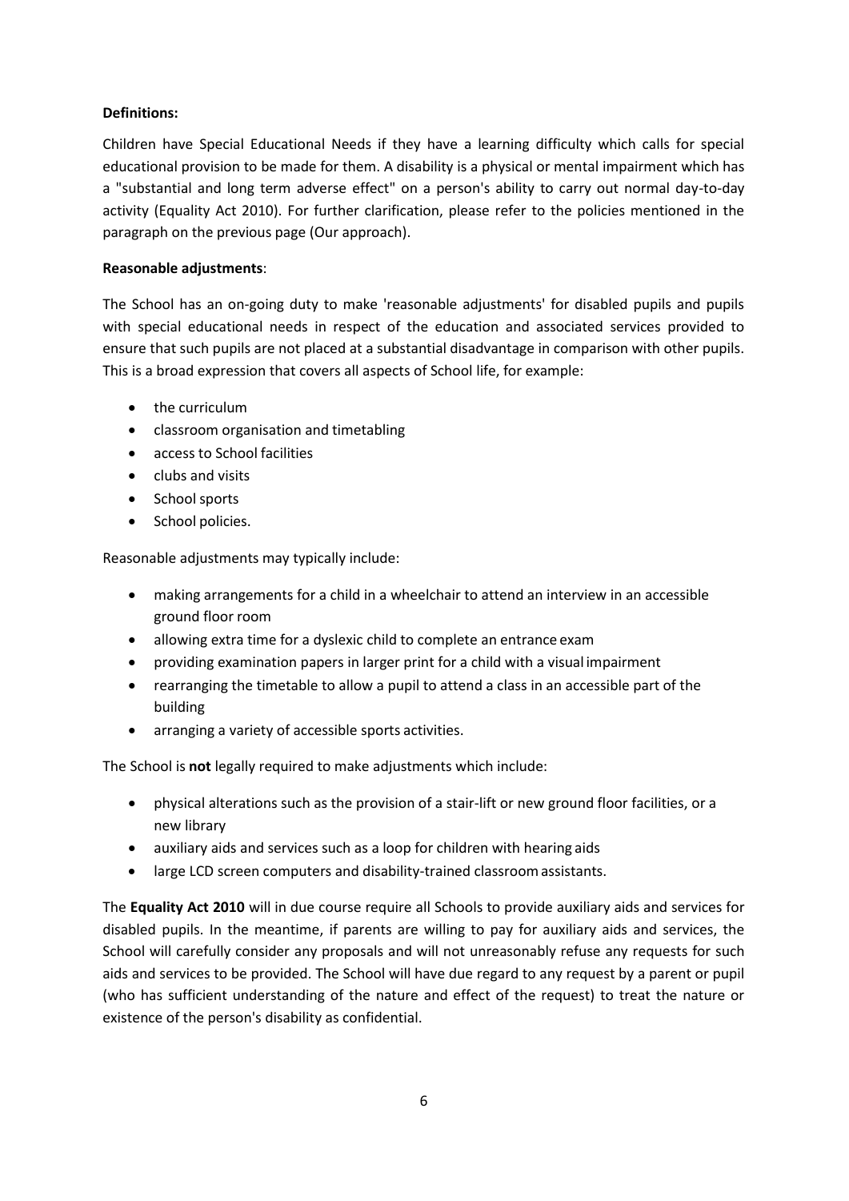**Definitions:**

Children have Special Educational Needs if they have a learning difficulty which calls for special educational provision to be made for them. A disability is a physical or mental impairment which has a "substantial and long term adverse effect" on a person's ability to carry out normal day-to-day activity (Equality Act 2010). For further clarification, please refer to the policies mentioned in the paragraph on the previous page (Our approach).

**Reasonable adjustments**:

The School has an on-going duty to make 'reasonable adjustments' for disabled pupils and pupils with special educational needs in respect of the education and associated services provided to ensure that such pupils are not placed at a substantial disadvantage in comparison with other pupils. This is a broad expression that covers all aspects of School life, for example:

- the curriculum
- classroom organisation and timetabling
- access to School facilities
- clubs and visits
- School sports
- School policies.

Reasonable adjustments may typically include:

- making arrangements for a child in a wheelchair to attend an interview in an accessible ground floor room
- allowing extra time for a dyslexic child to complete an entrance exam
- providing examination papers in larger print for a child with a visual impairment
- rearranging the timetable to allow a pupil to attend a class in an accessible part of the building
- arranging a variety of accessible sports activities.

The School is **not** legally required to make adjustments which include:

- physical alterations such as the provision of a stair-lift or new ground floor facilities, or a new library
- auxiliary aids and services such as a loop for children with hearing aids
- large LCD screen computers and disability-trained classroom assistants.

The **Equality Act 2010** will in due course require all Schools to provide auxiliary aids and services for disabled pupils. In the meantime, if parents are willing to pay for auxiliary aids and services, the School will carefully consider any proposals and will not unreasonably refuse any requests for such aids and services to be provided. The School will have due regard to any request by a parent or pupil (who has sufficient understanding of the nature and effect of the request) to treat the nature or existence of the person's disability as confidential.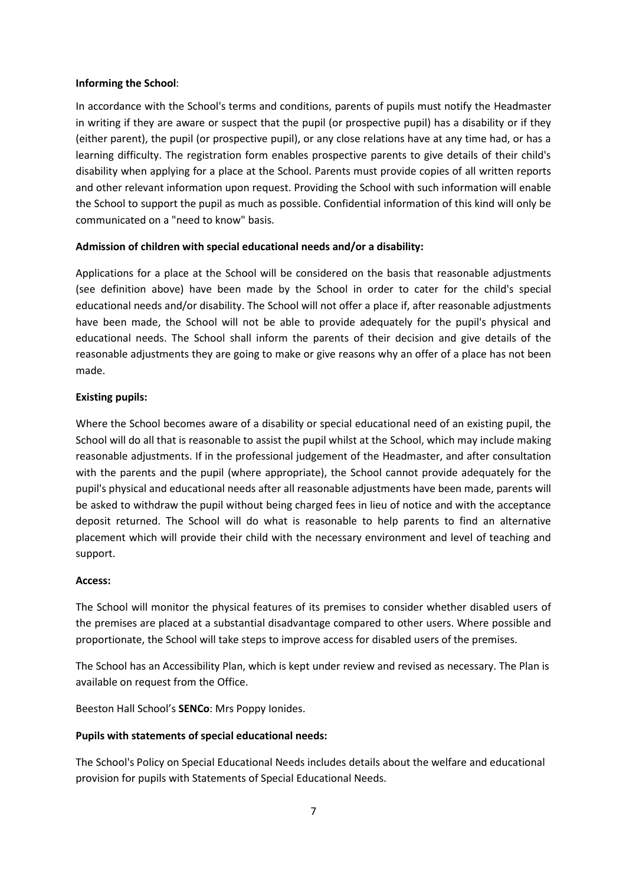**Informing the School**:

In accordance with the School's terms and conditions, parents of pupils must notify the Headmaster in writing if they are aware or suspect that the pupil (or prospective pupil) has a disability or if they (either parent), the pupil (or prospective pupil), or any close relations have at any time had, or has a learning difficulty. The registration form enables prospective parents to give details of their child's disability when applying for a place at the School. Parents must provide copies of all written reports and other relevant information upon request. Providing the School with such information will enable the School to support the pupil as much as possible. Confidential information of this kind will only be communicated on a "need to know" basis.

**Admission of children with special educational needs and/or a disability:**

Applications for a place at the School will be considered on the basis that reasonable adjustments (see definition above) have been made by the School in order to cater for the child's special educational needs and/or disability. The School will not offer a place if, after reasonable adjustments have been made, the School will not be able to provide adequately for the pupil's physical and educational needs. The School shall inform the parents of their decision and give details of the reasonable adjustments they are going to make or give reasons why an offer of a place has not been made.

**Existing pupils:**

Where the School becomes aware of a disability or special educational need of an existing pupil, the School will do all that is reasonable to assist the pupil whilst at the School, which may include making reasonable adjustments. If in the professional judgement of the Headmaster, and after consultation with the parents and the pupil (where appropriate), the School cannot provide adequately for the pupil's physical and educational needs after all reasonable adjustments have been made, parents will be asked to withdraw the pupil without being charged fees in lieu of notice and with the acceptance deposit returned. The School will do what is reasonable to help parents to find an alternative placement which will provide their child with the necessary environment and level of teaching and support.

**Access:**

The School will monitor the physical features of its premises to consider whether disabled users of the premises are placed at a substantial disadvantage compared to other users. Where possible and proportionate, the School will take steps to improve access for disabled users of the premises.

The School has an Accessibility Plan, which is kept under review and revised as necessary. The Plan is available on request from the Office.

Beeston Hall School's **SENCo**: Mrs Poppy Ionides.

**Pupils with statements of special educational needs:**

The School's Policy on Special Educational Needs includes details about the welfare and educational provision for pupils with Statements of Special Educational Needs.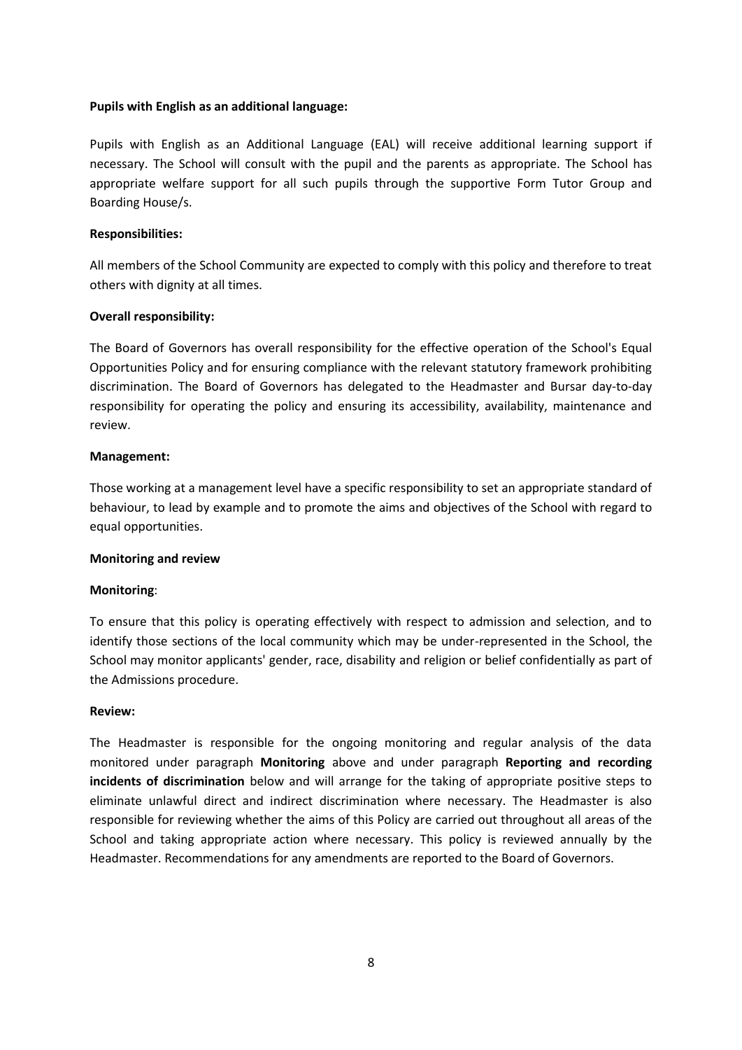**Pupils with English as an additional language:**

Pupils with English as an Additional Language (EAL) will receive additional learning support if necessary. The School will consult with the pupil and the parents as appropriate. The School has appropriate welfare support for all such pupils through the supportive Form Tutor Group and Boarding House/s.

**Responsibilities:**

All members of the School Community are expected to comply with this policy and therefore to treat others with dignity at all times.

**Overall responsibility:**

The Board of Governors has overall responsibility for the effective operation of the School's Equal Opportunities Policy and for ensuring compliance with the relevant statutory framework prohibiting discrimination. The Board of Governors has delegated to the Headmaster and Bursar day-to-day responsibility for operating the policy and ensuring its accessibility, availability, maintenance and review.

**Management:**

Those working at a management level have a specific responsibility to set an appropriate standard of behaviour, to lead by example and to promote the aims and objectives of the School with regard to equal opportunities.

**Monitoring and review**

**Monitoring**:

To ensure that this policy is operating effectively with respect to admission and selection, and to identify those sections of the local community which may be under-represented in the School, the School may monitor applicants' gender, race, disability and religion or belief confidentially as part of the Admissions procedure.

**Review:**

The Headmaster is responsible for the ongoing monitoring and regular analysis of the data monitored under paragraph **Monitoring** above and under paragraph **Reporting and recording incidents of discrimination** below and will arrange for the taking of appropriate positive steps to eliminate unlawful direct and indirect discrimination where necessary. The Headmaster is also responsible for reviewing whether the aims of this Policy are carried out throughout all areas of the School and taking appropriate action where necessary. This policy is reviewed annually by the Headmaster. Recommendations for any amendments are reported to the Board of Governors.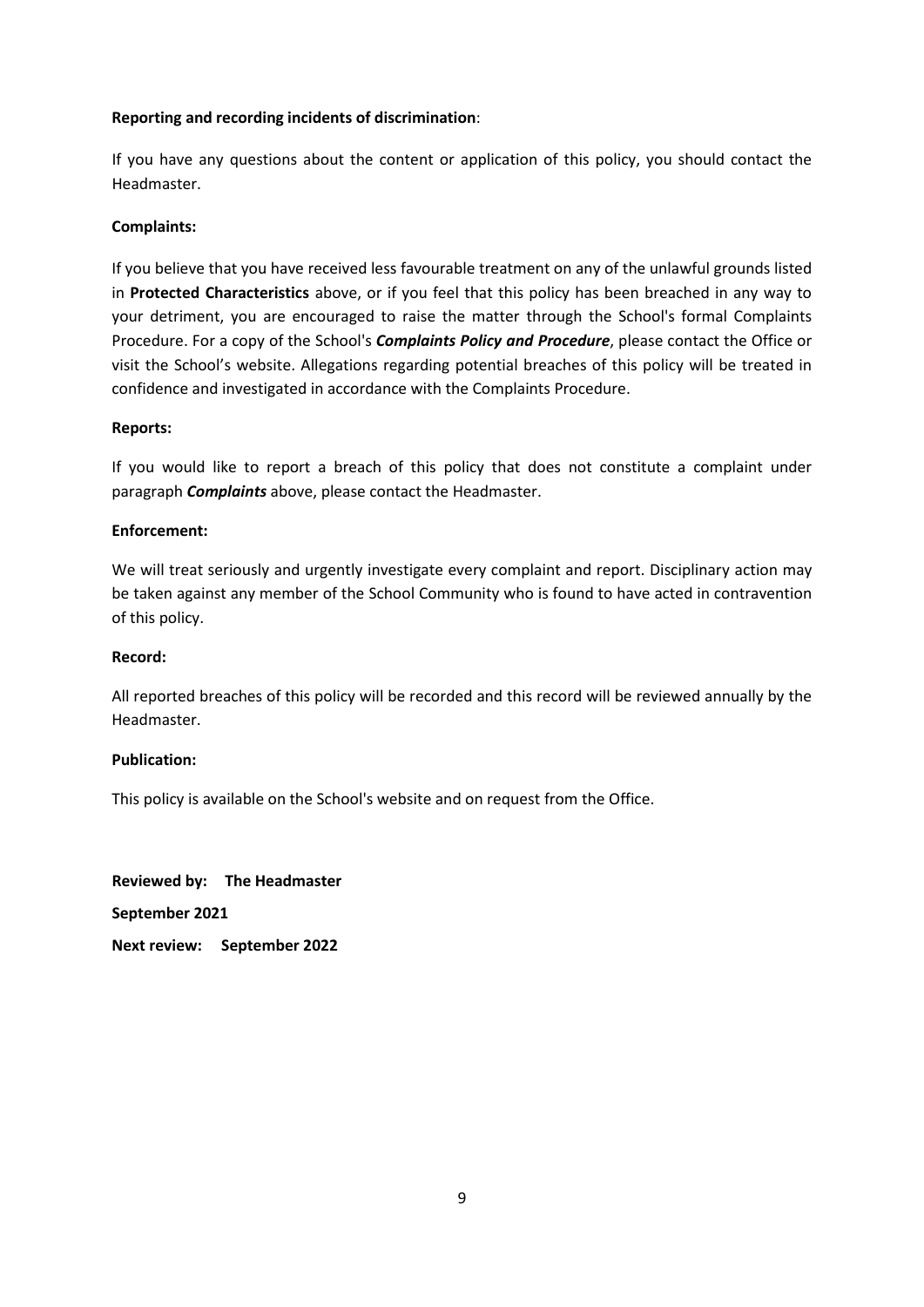**Reporting and recording incidents of discrimination**:

If you have any questions about the content or application of this policy, you should contact the Headmaster.

**Complaints:**

If you believe that you have received less favourable treatment on any of the unlawful grounds listed in **Protected Characteristics** above, or if you feel that this policy has been breached in any way to your detriment, you are encouraged to raise the matter through the School's formal Complaints Procedure. For a copy of the School's ***Complaints Policy and Procedure***, please contact the Office or visit the School's website. Allegations regarding potential breaches of this policy will be treated in confidence and investigated in accordance with the Complaints Procedure.

**Reports:**

If you would like to report a breach of this policy that does not constitute a complaint under paragraph ***Complaints*** above, please contact the Headmaster.

**Enforcement:**

We will treat seriously and urgently investigate every complaint and report. Disciplinary action may be taken against any member of the School Community who is found to have acted in contravention of this policy.

**Record:**

All reported breaches of this policy will be recorded and this record will be reviewed annually by the Headmaster.

**Publication:**

This policy is available on the School's website and on request from the Office.

**Reviewed by: The Headmaster**

**September 2021**

**Next review: September 2022**